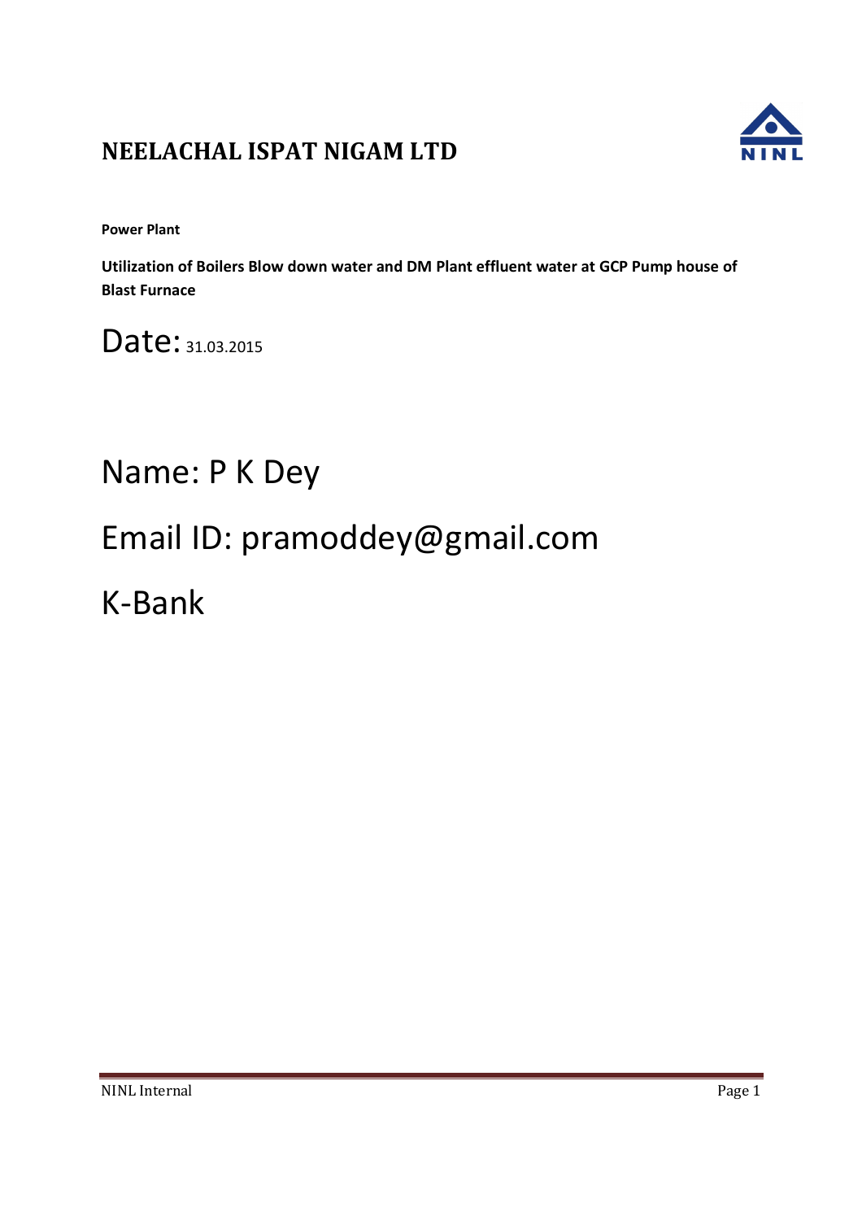# NEELACHAL ISPAT NIGAM LTD

**Power Plant**

**Utilization of Boilers Blow down water and DM Plant effluent water at GCP Pump house of Blast Furnace**

Date: 31.03.2015

Name: P K Dey

Email ID: pramoddey@gmail.com

K-Bank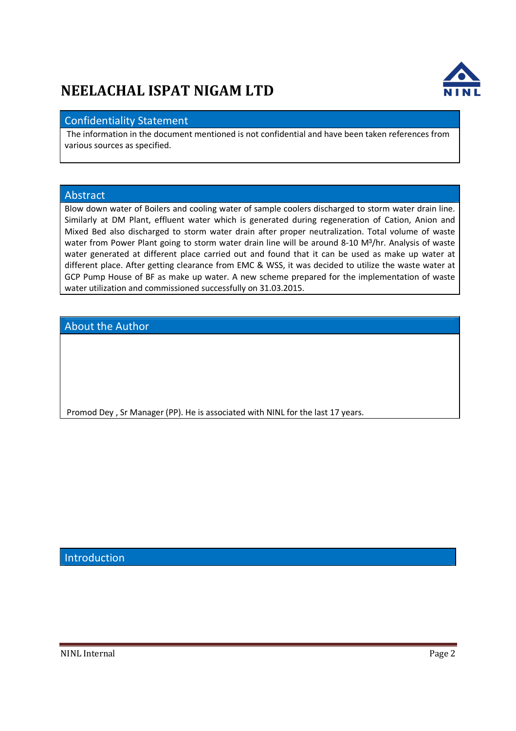# NEELACHAL ISPAT NIGAM LTD

## Confidentiality Statement

The information in the document mentioned is not confidential and have been taken references from various sources as specified.

## Abstract

Blow down water of Boilers and cooling water of sample coolers discharged to storm water drain line. Similarly at DM Plant, effluent water which is generated during regeneration of Cation, Anion and Mixed Bed also discharged to storm water drain after proper neutralization. Total volume of waste water from Power Plant going to storm water drain line will be around 8-10 $M^3$/hr. Analysis of waste water generated at different place carried out and found that it can be used as make up water at different place. After getting clearance from EMC & WSS, it was decided to utilize the waste water at GCP Pump House of BF as make up water. A new scheme prepared for the implementation of waste water utilization and commissioned successfully on 31.03.2015.

## About the Author

Promod Dey , Sr Manager (PP). He is associated with NINL for the last 17 years.

## Introduction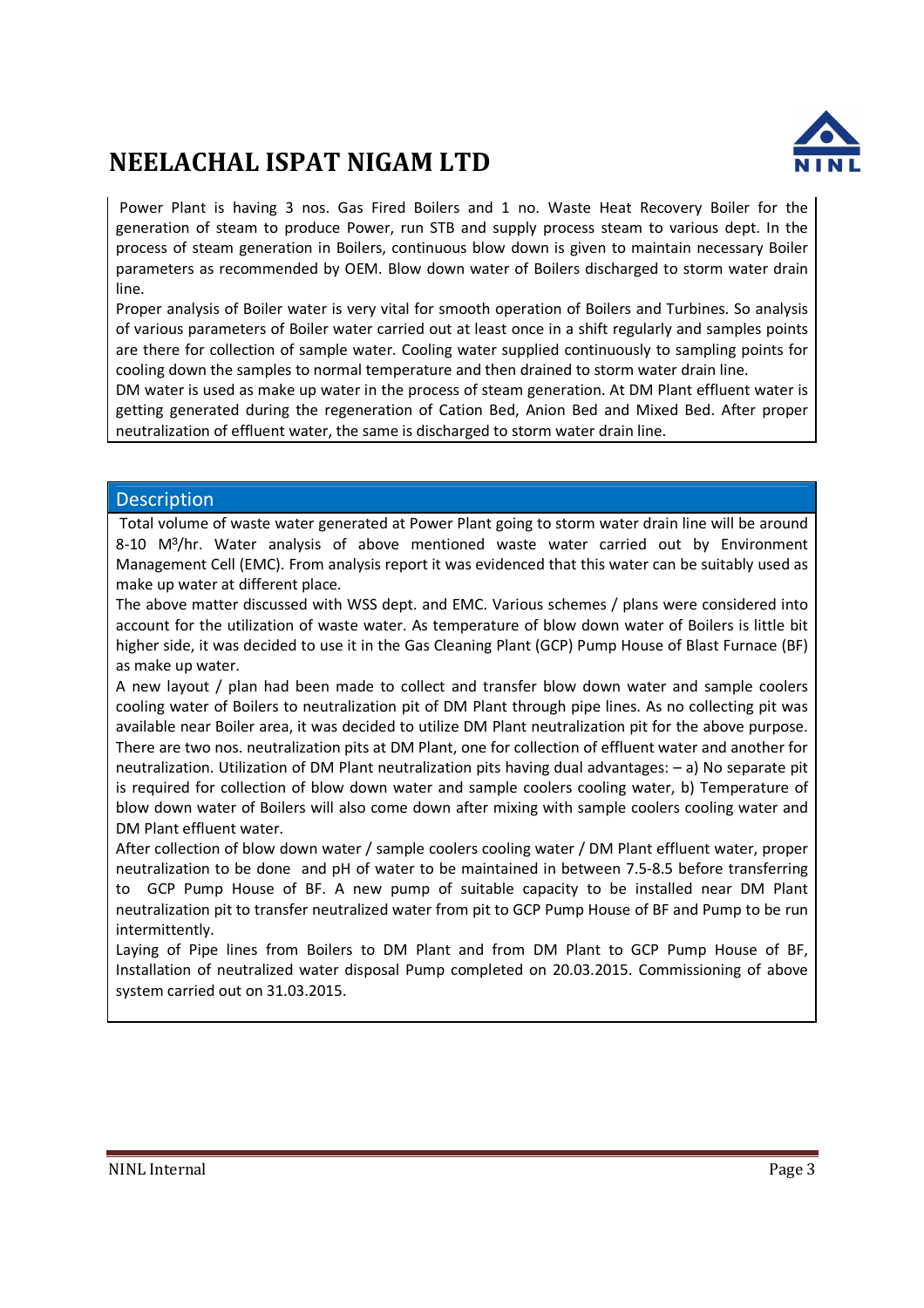Power Plant is having 3 nos. Gas Fired Boilers and 1 no. Waste Heat Recovery Boiler for the generation of steam to produce Power, run STB and supply process steam to various dept. In the process of steam generation in Boilers, continuous blow down is given to maintain necessary Boiler parameters as recommended by OEM. Blow down water of Boilers discharged to storm water drain line.

Proper analysis of Boiler water is very vital for smooth operation of Boilers and Turbines. So analysis of various parameters of Boiler water carried out at least once in a shift regularly and samples points are there for collection of sample water. Cooling water supplied continuously to sampling points for cooling down the samples to normal temperature and then drained to storm water drain line.

DM water is used as make up water in the process of steam generation. At DM Plant effluent water is getting generated during the regeneration of Cation Bed, Anion Bed and Mixed Bed. After proper neutralization of effluent water, the same is discharged to storm water drain line.

## Description

Total volume of waste water generated at Power Plant going to storm water drain line will be around 8-10 $M^3$/hr. Water analysis of above mentioned waste water carried out by Environment Management Cell (EMC). From analysis report it was evidenced that this water can be suitably used as make up water at different place.

The above matter discussed with WSS dept. and EMC. Various schemes / plans were considered into account for the utilization of waste water. As temperature of blow down water of Boilers is little bit higher side, it was decided to use it in the Gas Cleaning Plant (GCP) Pump House of Blast Furnace (BF) as make up water.

A new layout / plan had been made to collect and transfer blow down water and sample coolers cooling water of Boilers to neutralization pit of DM Plant through pipe lines. As no collecting pit was available near Boiler area, it was decided to utilize DM Plant neutralization pit for the above purpose. There are two nos. neutralization pits at DM Plant, one for collection of effluent water and another for neutralization. Utilization of DM Plant neutralization pits having dual advantages: – a) No separate pit is required for collection of blow down water and sample coolers cooling water, b) Temperature of blow down water of Boilers will also come down after mixing with sample coolers cooling water and DM Plant effluent water.

After collection of blow down water / sample coolers cooling water / DM Plant effluent water, proper neutralization to be done and pH of water to be maintained in between 7.5-8.5 before transferring to GCP Pump House of BF. A new pump of suitable capacity to be installed near DM Plant neutralization pit to transfer neutralized water from pit to GCP Pump House of BF and Pump to be run intermittently.

Laying of Pipe lines from Boilers to DM Plant and from DM Plant to GCP Pump House of BF, Installation of neutralized water disposal Pump completed on 20.03.2015. Commissioning of above system carried out on 31.03.2015.